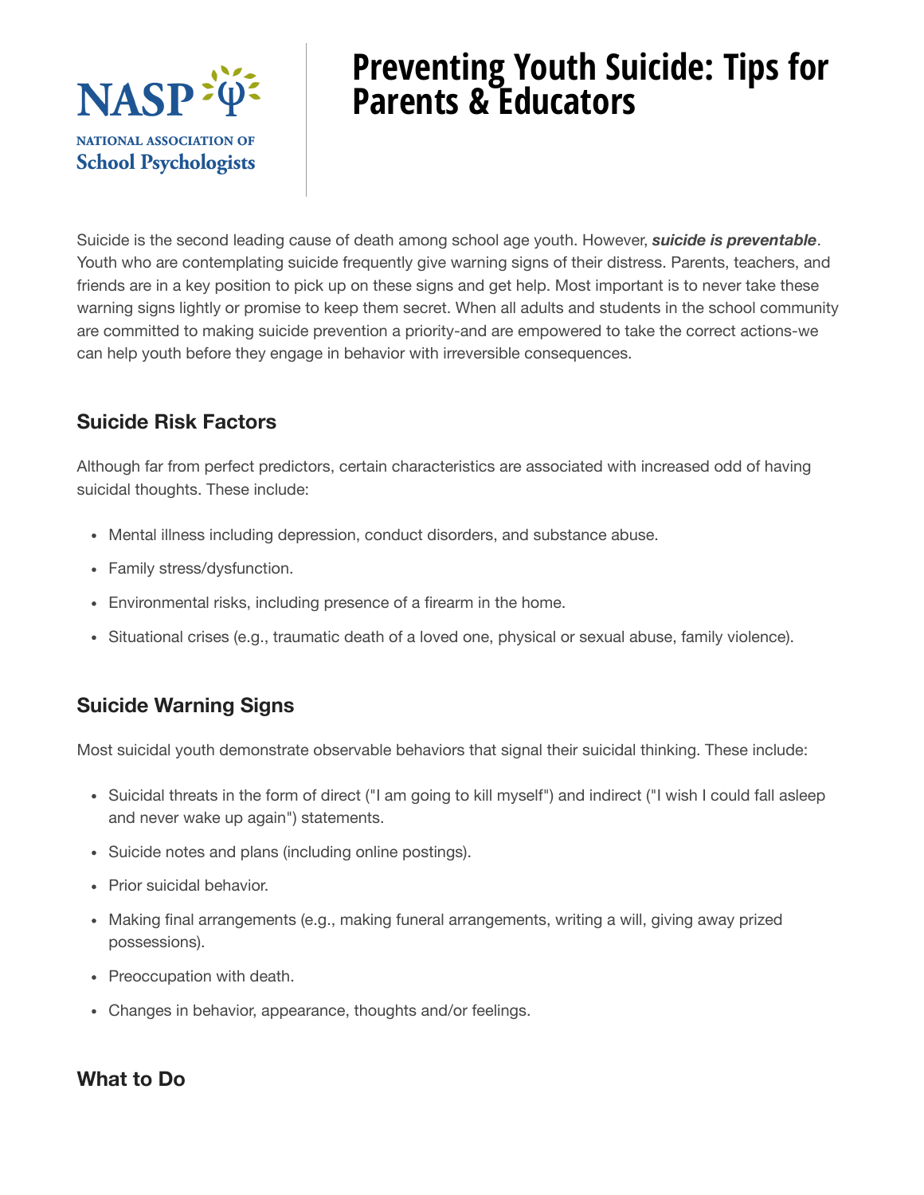NASP

NATIONAL ASSOCIATION OF School Psychologists

# Preventing Youth Suicide: Tips for Parents & Educators

Suicide is the second leading cause of death among school age youth. However, ***suicide is preventable***. Youth who are contemplating suicide frequently give warning signs of their distress. Parents, teachers, and friends are in a key position to pick up on these signs and get help. Most important is to never take these warning signs lightly or promise to keep them secret. When all adults and students in the school community are committed to making suicide prevention a priority-and are empowered to take the correct actions-we can help youth before they engage in behavior with irreversible consequences.

## Suicide Risk Factors

Although far from perfect predictors, certain characteristics are associated with increased odd of having suicidal thoughts. These include:

- Mental illness including depression, conduct disorders, and substance abuse.
- Family stress/dysfunction.
- Environmental risks, including presence of a firearm in the home.
- Situational crises (e.g., traumatic death of a loved one, physical or sexual abuse, family violence).

## Suicide Warning Signs

Most suicidal youth demonstrate observable behaviors that signal their suicidal thinking. These include:

- Suicidal threats in the form of direct ("I am going to kill myself") and indirect ("I wish I could fall asleep and never wake up again") statements.
- Suicide notes and plans (including online postings).
- Prior suicidal behavior.
- Making final arrangements (e.g., making funeral arrangements, writing a will, giving away prized possessions).
- Preoccupation with death.
- Changes in behavior, appearance, thoughts and/or feelings.

## What to Do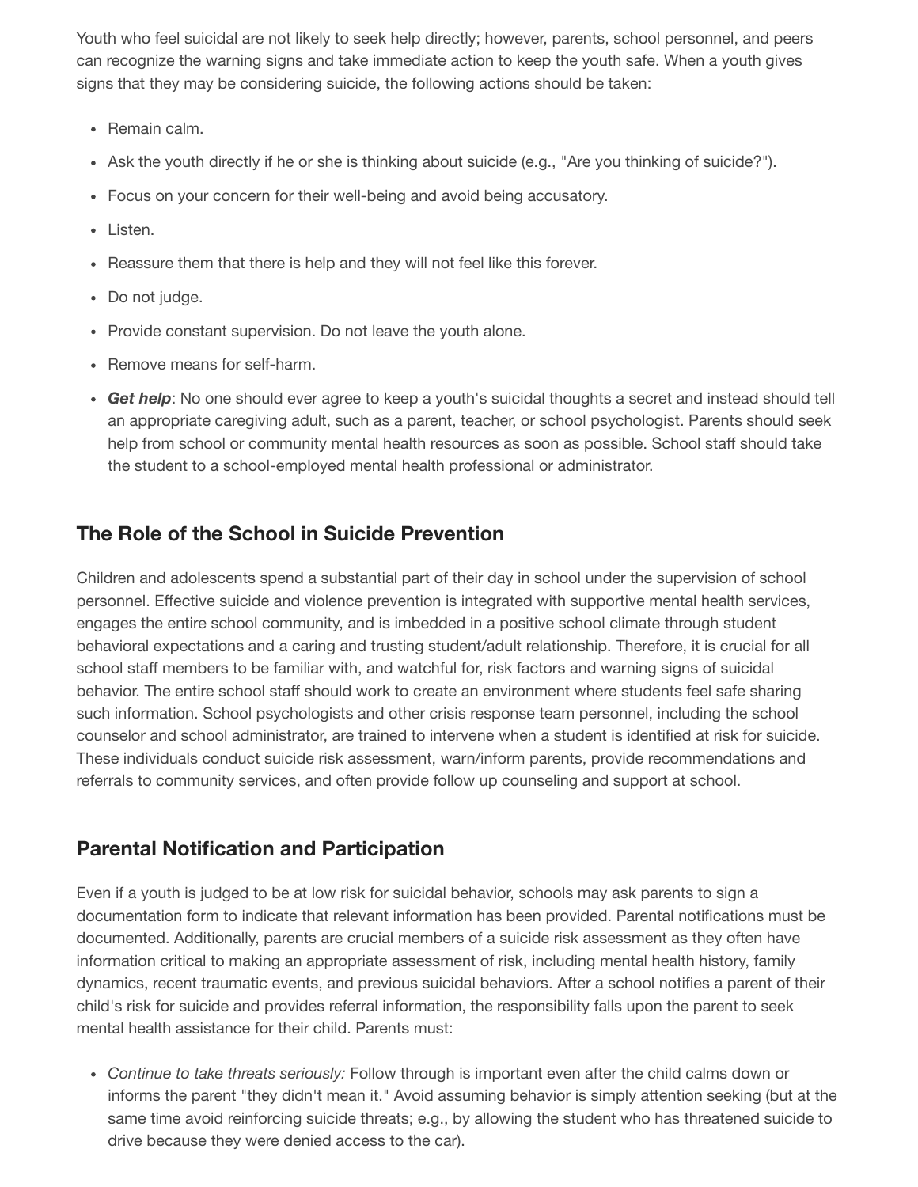Youth who feel suicidal are not likely to seek help directly; however, parents, school personnel, and peers can recognize the warning signs and take immediate action to keep the youth safe. When a youth gives signs that they may be considering suicide, the following actions should be taken:

- Remain calm.
- Ask the youth directly if he or she is thinking about suicide (e.g., "Are you thinking of suicide?").
- Focus on your concern for their well-being and avoid being accusatory.
- Listen.
- Reassure them that there is help and they will not feel like this forever.
- Do not judge.
- Provide constant supervision. Do not leave the youth alone.
- Remove means for self-harm.
- ***Get help***: No one should ever agree to keep a youth's suicidal thoughts a secret and instead should tell an appropriate caregiving adult, such as a parent, teacher, or school psychologist. Parents should seek help from school or community mental health resources as soon as possible. School staff should take the student to a school-employed mental health professional or administrator.

## The Role of the School in Suicide Prevention

Children and adolescents spend a substantial part of their day in school under the supervision of school personnel. Effective suicide and violence prevention is integrated with supportive mental health services, engages the entire school community, and is imbedded in a positive school climate through student behavioral expectations and a caring and trusting student/adult relationship. Therefore, it is crucial for all school staff members to be familiar with, and watchful for, risk factors and warning signs of suicidal behavior. The entire school staff should work to create an environment where students feel safe sharing such information. School psychologists and other crisis response team personnel, including the school counselor and school administrator, are trained to intervene when a student is identified at risk for suicide. These individuals conduct suicide risk assessment, warn/inform parents, provide recommendations and referrals to community services, and often provide follow up counseling and support at school.

## Parental Notification and Participation

Even if a youth is judged to be at low risk for suicidal behavior, schools may ask parents to sign a documentation form to indicate that relevant information has been provided. Parental notifications must be documented. Additionally, parents are crucial members of a suicide risk assessment as they often have information critical to making an appropriate assessment of risk, including mental health history, family dynamics, recent traumatic events, and previous suicidal behaviors. After a school notifies a parent of their child's risk for suicide and provides referral information, the responsibility falls upon the parent to seek mental health assistance for their child. Parents must:

- *Continue to take threats seriously:* Follow through is important even after the child calms down or informs the parent "they didn't mean it." Avoid assuming behavior is simply attention seeking (but at the same time avoid reinforcing suicide threats; e.g., by allowing the student who has threatened suicide to drive because they were denied access to the car).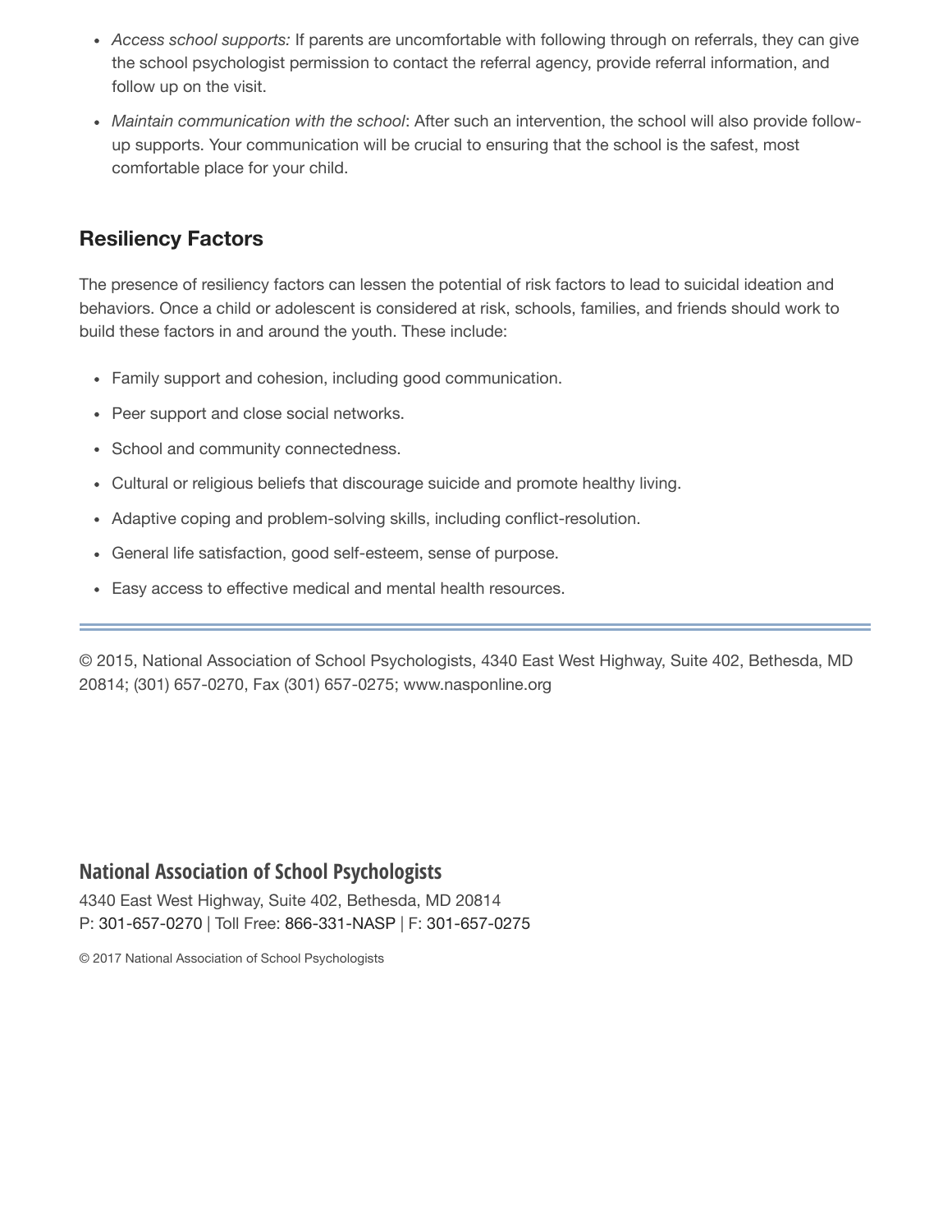- *Access school supports:* If parents are uncomfortable with following through on referrals, they can give the school psychologist permission to contact the referral agency, provide referral information, and follow up on the visit.
- *Maintain communication with the school*: After such an intervention, the school will also provide follow-up supports. Your communication will be crucial to ensuring that the school is the safest, most comfortable place for your child.

## Resiliency Factors

The presence of resiliency factors can lessen the potential of risk factors to lead to suicidal ideation and behaviors. Once a child or adolescent is considered at risk, schools, families, and friends should work to build these factors in and around the youth. These include:

- Family support and cohesion, including good communication.
- Peer support and close social networks.
- School and community connectedness.
- Cultural or religious beliefs that discourage suicide and promote healthy living.
- Adaptive coping and problem-solving skills, including conflict-resolution.
- General life satisfaction, good self-esteem, sense of purpose.
- Easy access to effective medical and mental health resources.

---

© 2015, National Association of School Psychologists, 4340 East West Highway, Suite 402, Bethesda, MD 20814; (301) 657-0270, Fax (301) 657-0275; www.nasponline.org

**National Association of School Psychologists**

4340 East West Highway, Suite 402, Bethesda, MD 20814
P: 301-657-0270 | Toll Free: 866-331-NASP | F: 301-657-0275

© 2017 National Association of School Psychologists